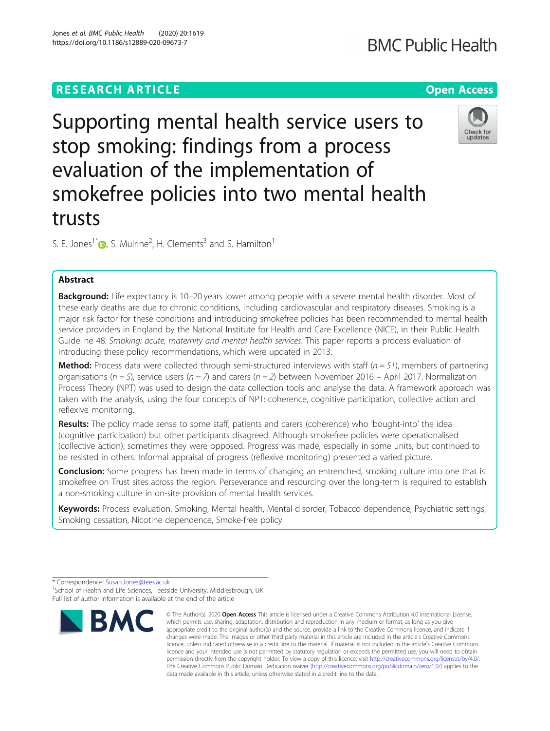RESEARCH ARTICLE

Open Access

# Supporting mental health service users to stop smoking: findings from a process evaluation of the implementation of smokefree policies into two mental health trusts

S. E. Jones[1*], S. Mulrine[2], H. Clements[3] and S. Hamilton[1]

## Abstract

**Background:** Life expectancy is 10–20 years lower among people with a severe mental health disorder. Most of these early deaths are due to chronic conditions, including cardiovascular and respiratory diseases. Smoking is a major risk factor for these conditions and introducing smokefree policies has been recommended to mental health service providers in England by the National Institute for Health and Care Excellence (NICE), in their Public Health Guideline 48: *Smoking: acute, maternity and mental health services*. This paper reports a process evaluation of introducing these policy recommendations, which were updated in 2013.

**Method:** Process data were collected through semi-structured interviews with staff (*n* = 51), members of partnering organisations (*n* = 5), service users (*n* = 7) and carers (*n* = 2) between November 2016 – April 2017. Normalization Process Theory (NPT) was used to design the data collection tools and analyse the data. A framework approach was taken with the analysis, using the four concepts of NPT: coherence, cognitive participation, collective action and reflexive monitoring.

**Results:** The policy made sense to some staff, patients and carers (coherence) who 'bought-into' the idea (cognitive participation) but other participants disagreed. Although smokefree policies were operationalised (collective action), sometimes they were opposed. Progress was made, especially in some units, but continued to be resisted in others. Informal appraisal of progress (reflexive monitoring) presented a varied picture.

**Conclusion:** Some progress has been made in terms of changing an entrenched, smoking culture into one that is smokefree on Trust sites across the region. Perseverance and resourcing over the long-term is required to establish a non-smoking culture in on-site provision of mental health services.

**Keywords:** Process evaluation, Smoking, Mental health, Mental disorder, Tobacco dependence, Psychiatric settings, Smoking cessation, Nicotine dependence, Smoke-free policy

* Correspondence: Susan.Jones@tees.ac.uk
[1]School of Health and Life Sciences, Teesside University, Middlesbrough, UK
Full list of author information is available at the end of the article

© The Author(s). 2020 **Open Access** This article is licensed under a Creative Commons Attribution 4.0 International License, which permits use, sharing, adaptation, distribution and reproduction in any medium or format, as long as you give appropriate credit to the original author(s) and the source, provide a link to the Creative Commons licence, and indicate if changes were made. The images or other third party material in this article are included in the article's Creative Commons licence, unless indicated otherwise in a credit line to the material. If material is not included in the article's Creative Commons licence and your intended use is not permitted by statutory regulation or exceeds the permitted use, you will need to obtain permission directly from the copyright holder. To view a copy of this licence, visit http://creativecommons.org/licenses/by/4.0/. The Creative Commons Public Domain Dedication waiver (http://creativecommons.org/publicdomain/zero/1.0/) applies to the data made available in this article, unless otherwise stated in a credit line to the data.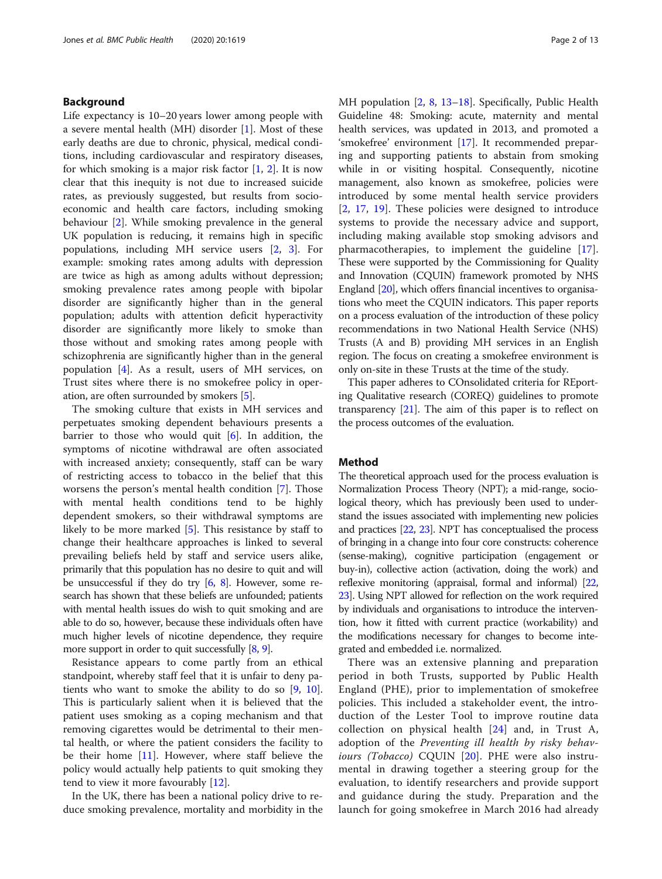## Background

Life expectancy is 10–20 years lower among people with a severe mental health (MH) disorder [1]. Most of these early deaths are due to chronic, physical, medical conditions, including cardiovascular and respiratory diseases, for which smoking is a major risk factor [1, 2]. It is now clear that this inequity is not due to increased suicide rates, as previously suggested, but results from socio-economic and health care factors, including smoking behaviour [2]. While smoking prevalence in the general UK population is reducing, it remains high in specific populations, including MH service users [2, 3]. For example: smoking rates among adults with depression are twice as high as among adults without depression; smoking prevalence rates among people with bipolar disorder are significantly higher than in the general population; adults with attention deficit hyperactivity disorder are significantly more likely to smoke than those without and smoking rates among people with schizophrenia are significantly higher than in the general population [4]. As a result, users of MH services, on Trust sites where there is no smokefree policy in operation, are often surrounded by smokers [5].

The smoking culture that exists in MH services and perpetuates smoking dependent behaviours presents a barrier to those who would quit [6]. In addition, the symptoms of nicotine withdrawal are often associated with increased anxiety; consequently, staff can be wary of restricting access to tobacco in the belief that this worsens the person's mental health condition [7]. Those with mental health conditions tend to be highly dependent smokers, so their withdrawal symptoms are likely to be more marked [5]. This resistance by staff to change their healthcare approaches is linked to several prevailing beliefs held by staff and service users alike, primarily that this population has no desire to quit and will be unsuccessful if they do try [6, 8]. However, some research has shown that these beliefs are unfounded; patients with mental health issues do wish to quit smoking and are able to do so, however, because these individuals often have much higher levels of nicotine dependence, they require more support in order to quit successfully [8, 9].

Resistance appears to come partly from an ethical standpoint, whereby staff feel that it is unfair to deny patients who want to smoke the ability to do so [9, 10]. This is particularly salient when it is believed that the patient uses smoking as a coping mechanism and that removing cigarettes would be detrimental to their mental health, or where the patient considers the facility to be their home [11]. However, where staff believe the policy would actually help patients to quit smoking they tend to view it more favourably [12].

In the UK, there has been a national policy drive to reduce smoking prevalence, mortality and morbidity in the MH population [2, 8, 13–18]. Specifically, Public Health Guideline 48: Smoking: acute, maternity and mental health services, was updated in 2013, and promoted a 'smokefree' environment [17]. It recommended preparing and supporting patients to abstain from smoking while in or visiting hospital. Consequently, nicotine management, also known as smokefree, policies were introduced by some mental health service providers [2, 17, 19]. These policies were designed to introduce systems to provide the necessary advice and support, including making available stop smoking advisors and pharmacotherapies, to implement the guideline [17]. These were supported by the Commissioning for Quality and Innovation (CQUIN) framework promoted by NHS England [20], which offers financial incentives to organisations who meet the CQUIN indicators. This paper reports on a process evaluation of the introduction of these policy recommendations in two National Health Service (NHS) Trusts (A and B) providing MH services in an English region. The focus on creating a smokefree environment is only on-site in these Trusts at the time of the study.

This paper adheres to COnsolidated criteria for REporting Qualitative research (COREQ) guidelines to promote transparency [21]. The aim of this paper is to reflect on the process outcomes of the evaluation.

## Method

The theoretical approach used for the process evaluation is Normalization Process Theory (NPT); a mid-range, sociological theory, which has previously been used to understand the issues associated with implementing new policies and practices [22, 23]. NPT has conceptualised the process of bringing in a change into four core constructs: coherence (sense-making), cognitive participation (engagement or buy-in), collective action (activation, doing the work) and reflexive monitoring (appraisal, formal and informal) [22, 23]. Using NPT allowed for reflection on the work required by individuals and organisations to introduce the intervention, how it fitted with current practice (workability) and the modifications necessary for changes to become integrated and embedded i.e. normalized.

There was an extensive planning and preparation period in both Trusts, supported by Public Health England (PHE), prior to implementation of smokefree policies. This included a stakeholder event, the introduction of the Lester Tool to improve routine data collection on physical health [24] and, in Trust A, adoption of the *Preventing ill health by risky behaviours (Tobacco)* CQUIN [20]. PHE were also instrumental in drawing together a steering group for the evaluation, to identify researchers and provide support and guidance during the study. Preparation and the launch for going smokefree in March 2016 had already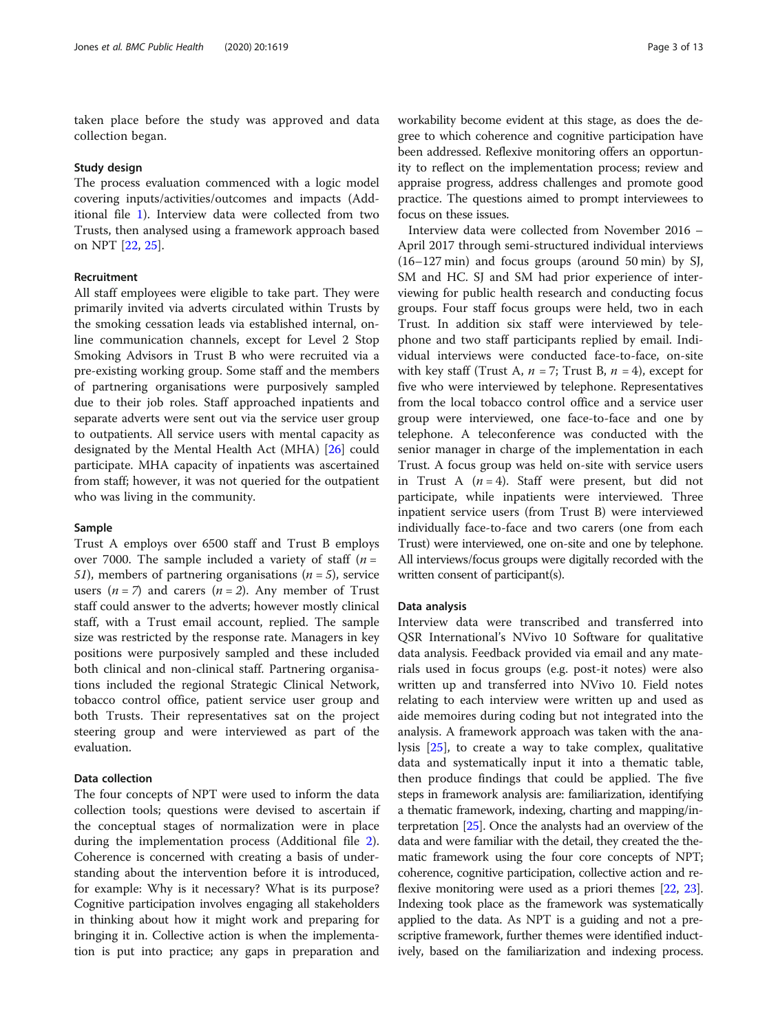taken place before the study was approved and data collection began.

## Study design

The process evaluation commenced with a logic model covering inputs/activities/outcomes and impacts (Additional file 1). Interview data were collected from two Trusts, then analysed using a framework approach based on NPT [22, 25].

## Recruitment

All staff employees were eligible to take part. They were primarily invited via adverts circulated within Trusts by the smoking cessation leads via established internal, online communication channels, except for Level 2 Stop Smoking Advisors in Trust B who were recruited via a pre-existing working group. Some staff and the members of partnering organisations were purposively sampled due to their job roles. Staff approached inpatients and separate adverts were sent out via the service user group to outpatients. All service users with mental capacity as designated by the Mental Health Act (MHA) [26] could participate. MHA capacity of inpatients was ascertained from staff; however, it was not queried for the outpatient who was living in the community.

## Sample

Trust A employs over 6500 staff and Trust B employs over 7000. The sample included a variety of staff (*n* = *51*), members of partnering organisations (*n* = *5*), service users (*n* = *7*) and carers (*n* = *2*). Any member of Trust staff could answer to the adverts; however mostly clinical staff, with a Trust email account, replied. The sample size was restricted by the response rate. Managers in key positions were purposively sampled and these included both clinical and non-clinical staff. Partnering organisations included the regional Strategic Clinical Network, tobacco control office, patient service user group and both Trusts. Their representatives sat on the project steering group and were interviewed as part of the evaluation.

## Data collection

The four concepts of NPT were used to inform the data collection tools; questions were devised to ascertain if the conceptual stages of normalization were in place during the implementation process (Additional file 2). Coherence is concerned with creating a basis of understanding about the intervention before it is introduced, for example: Why is it necessary? What is its purpose? Cognitive participation involves engaging all stakeholders in thinking about how it might work and preparing for bringing it in. Collective action is when the implementation is put into practice; any gaps in preparation and workability become evident at this stage, as does the degree to which coherence and cognitive participation have been addressed. Reflexive monitoring offers an opportunity to reflect on the implementation process; review and appraise progress, address challenges and promote good practice. The questions aimed to prompt interviewees to focus on these issues.

Interview data were collected from November 2016 – April 2017 through semi-structured individual interviews (16–127 min) and focus groups (around 50 min) by SJ, SM and HC. SJ and SM had prior experience of interviewing for public health research and conducting focus groups. Four staff focus groups were held, two in each Trust. In addition six staff were interviewed by telephone and two staff participants replied by email. Individual interviews were conducted face-to-face, on-site with key staff (Trust A, *n* = 7; Trust B, *n* = 4), except for five who were interviewed by telephone. Representatives from the local tobacco control office and a service user group were interviewed, one face-to-face and one by telephone. A teleconference was conducted with the senior manager in charge of the implementation in each Trust. A focus group was held on-site with service users in Trust A (*n* = 4). Staff were present, but did not participate, while inpatients were interviewed. Three inpatient service users (from Trust B) were interviewed individually face-to-face and two carers (one from each Trust) were interviewed, one on-site and one by telephone. All interviews/focus groups were digitally recorded with the written consent of participant(s).

## Data analysis

Interview data were transcribed and transferred into QSR International's NVivo 10 Software for qualitative data analysis. Feedback provided via email and any materials used in focus groups (e.g. post-it notes) were also written up and transferred into NVivo 10. Field notes relating to each interview were written up and used as aide memoires during coding but not integrated into the analysis. A framework approach was taken with the analysis [25], to create a way to take complex, qualitative data and systematically input it into a thematic table, then produce findings that could be applied. The five steps in framework analysis are: familiarization, identifying a thematic framework, indexing, charting and mapping/interpretation [25]. Once the analysts had an overview of the data and were familiar with the detail, they created the thematic framework using the four core concepts of NPT; coherence, cognitive participation, collective action and reflexive monitoring were used as a priori themes [22, 23]. Indexing took place as the framework was systematically applied to the data. As NPT is a guiding and not a prescriptive framework, further themes were identified inductively, based on the familiarization and indexing process.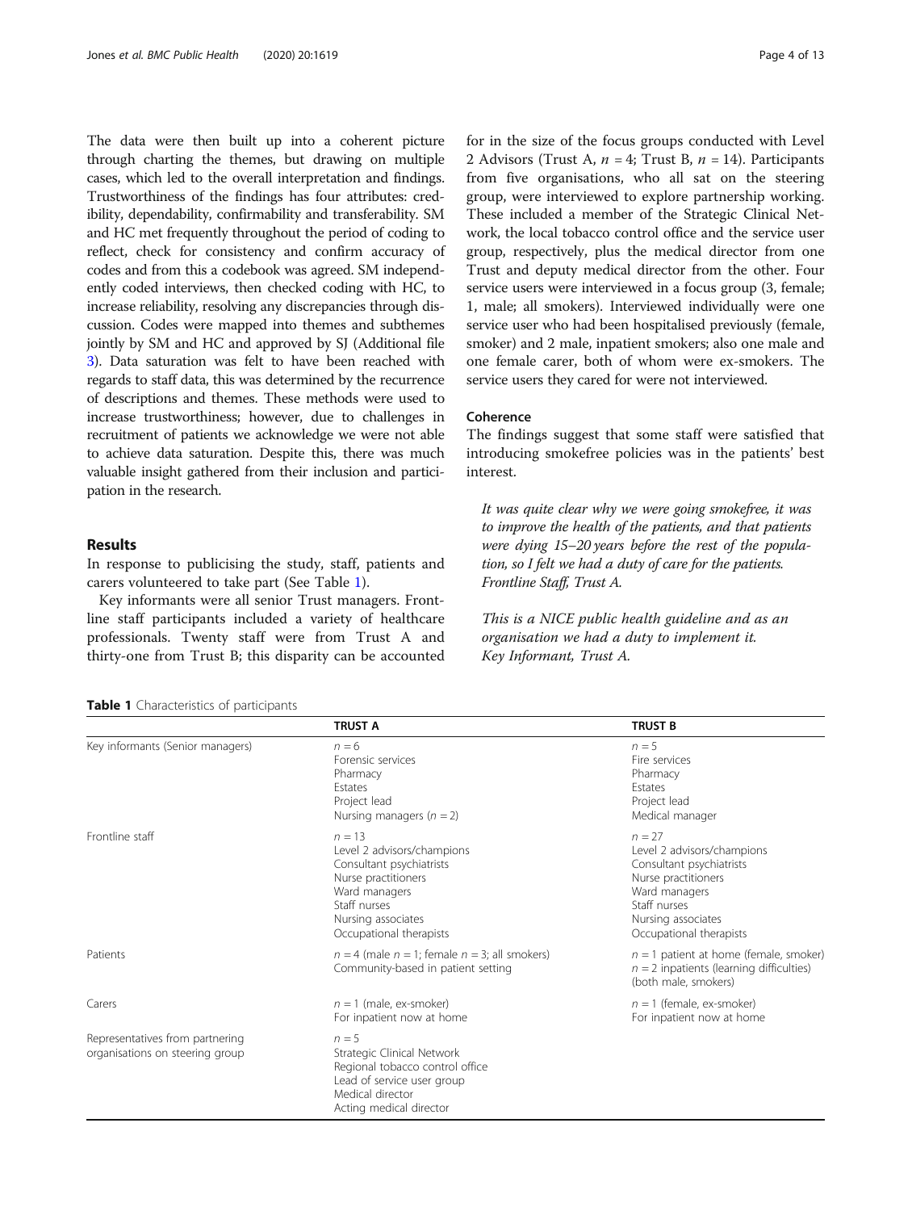The data were then built up into a coherent picture through charting the themes, but drawing on multiple cases, which led to the overall interpretation and findings. Trustworthiness of the findings has four attributes: credibility, dependability, confirmability and transferability. SM and HC met frequently throughout the period of coding to reflect, check for consistency and confirm accuracy of codes and from this a codebook was agreed. SM independently coded interviews, then checked coding with HC, to increase reliability, resolving any discrepancies through discussion. Codes were mapped into themes and subthemes jointly by SM and HC and approved by SJ (Additional file 3). Data saturation was felt to have been reached with regards to staff data, this was determined by the recurrence of descriptions and themes. These methods were used to increase trustworthiness; however, due to challenges in recruitment of patients we acknowledge we were not able to achieve data saturation. Despite this, there was much valuable insight gathered from their inclusion and participation in the research.

## Results

In response to publicising the study, staff, patients and carers volunteered to take part (See Table 1).

Key informants were all senior Trust managers. Frontline staff participants included a variety of healthcare professionals. Twenty staff were from Trust A and thirty-one from Trust B; this disparity can be accounted for in the size of the focus groups conducted with Level 2 Advisors (Trust A, $n = 4$; Trust B, $n = 14$). Participants from five organisations, who all sat on the steering group, were interviewed to explore partnership working. These included a member of the Strategic Clinical Network, the local tobacco control office and the service user group, respectively, plus the medical director from one Trust and deputy medical director from the other. Four service users were interviewed in a focus group (3, female; 1, male; all smokers). Interviewed individually were one service user who had been hospitalised previously (female, smoker) and 2 male, inpatient smokers; also one male and one female carer, both of whom were ex-smokers. The service users they cared for were not interviewed.

### Coherence

The findings suggest that some staff were satisfied that introducing smokefree policies was in the patients' best interest.

> *It was quite clear why we were going smokefree, it was to improve the health of the patients, and that patients were dying 15–20 years before the rest of the population, so I felt we had a duty of care for the patients.*
> *Frontline Staff, Trust A.*

> *This is a NICE public health guideline and as an organisation we had a duty to implement it.*
> *Key Informant, Trust A.*

**Table 1** Characteristics of participants

| | TRUST A | TRUST B |
|---|---|---|
| Key informants (Senior managers) | $n = 6$<br>Forensic services<br>Pharmacy<br>Estates<br>Project lead<br>Nursing managers ($n = 2$) | $n = 5$<br>Fire services<br>Pharmacy<br>Estates<br>Project lead<br>Medical manager |
| Frontline staff | $n = 13$<br>Level 2 advisors/champions<br>Consultant psychiatrists<br>Nurse practitioners<br>Ward managers<br>Staff nurses<br>Nursing associates<br>Occupational therapists | $n = 27$<br>Level 2 advisors/champions<br>Consultant psychiatrists<br>Nurse practitioners<br>Ward managers<br>Staff nurses<br>Nursing associates<br>Occupational therapists |
| Patients | $n = 4$ (male $n = 1$; female $n = 3$; all smokers)<br>Community-based in patient setting | $n = 1$ patient at home (female, smoker)<br>$n = 2$ inpatients (learning difficulties) (both male, smokers) |
| Carers | $n = 1$ (male, ex-smoker)<br>For inpatient now at home | $n = 1$ (female, ex-smoker)<br>For inpatient now at home |
| Representatives from partnering organisations on steering group | $n = 5$<br>Strategic Clinical Network<br>Regional tobacco control office<br>Lead of service user group<br>Medical director<br>Acting medical director | |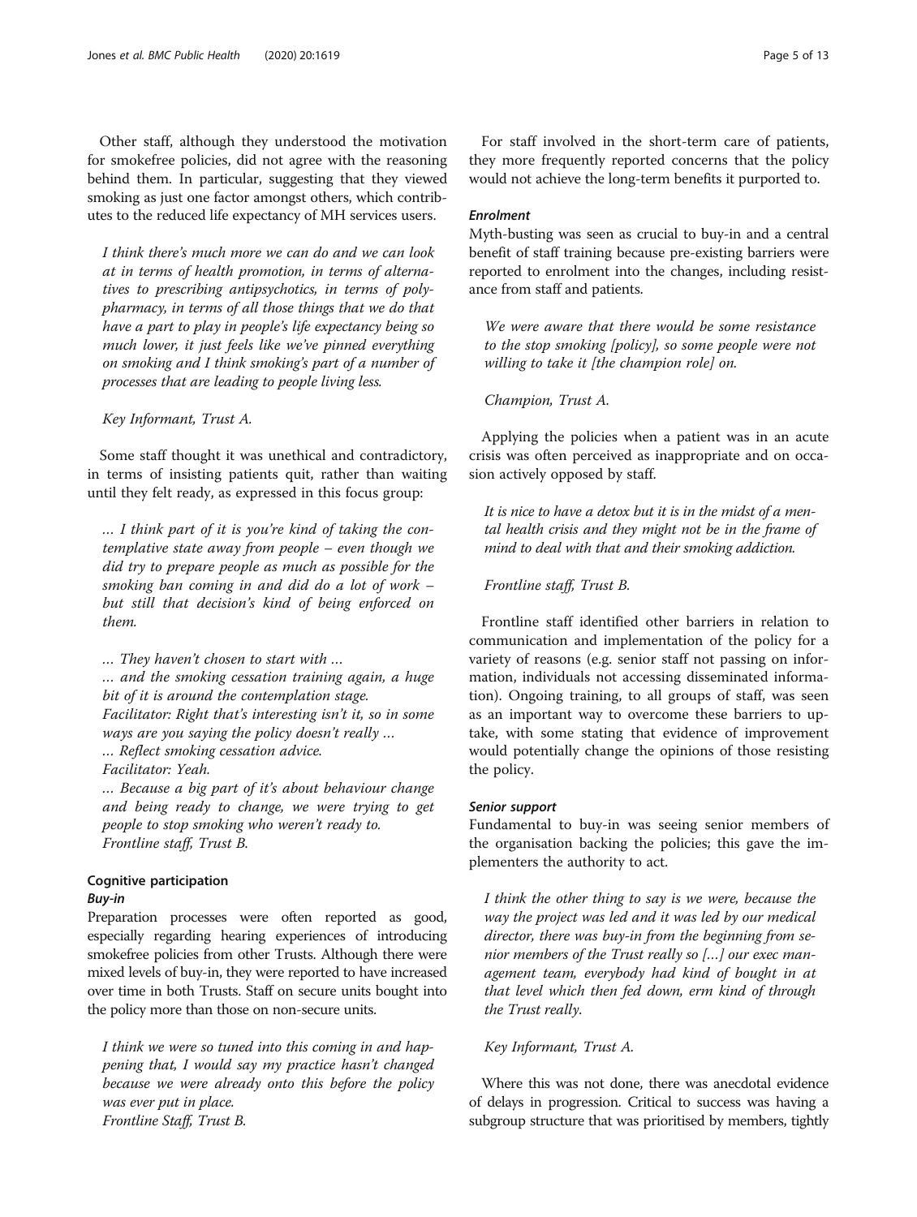Other staff, although they understood the motivation for smokefree policies, did not agree with the reasoning behind them. In particular, suggesting that they viewed smoking as just one factor amongst others, which contributes to the reduced life expectancy of MH services users.

> *I think there's much more we can do and we can look at in terms of health promotion, in terms of alternatives to prescribing antipsychotics, in terms of polypharmacy, in terms of all those things that we do that have a part to play in people's life expectancy being so much lower, it just feels like we've pinned everything on smoking and I think smoking's part of a number of processes that are leading to people living less.*
>
> *Key Informant, Trust A.*

Some staff thought it was unethical and contradictory, in terms of insisting patients quit, rather than waiting until they felt ready, as expressed in this focus group:

> *… I think part of it is you're kind of taking the contemplative state away from people – even though we did try to prepare people as much as possible for the smoking ban coming in and did do a lot of work – but still that decision's kind of being enforced on them.*
>
> *… They haven't chosen to start with …*
>
> *… and the smoking cessation training again, a huge bit of it is around the contemplation stage.*
>
> *Facilitator: Right that's interesting isn't it, so in some ways are you saying the policy doesn't really …*
>
> *… Reflect smoking cessation advice.*
>
> *Facilitator: Yeah.*
>
> *… Because a big part of it's about behaviour change and being ready to change, we were trying to get people to stop smoking who weren't ready to.*
>
> *Frontline staff, Trust B.*

### Cognitive participation

#### *Buy-in*

Preparation processes were often reported as good, especially regarding hearing experiences of introducing smokefree policies from other Trusts. Although there were mixed levels of buy-in, they were reported to have increased over time in both Trusts. Staff on secure units bought into the policy more than those on non-secure units.

> *I think we were so tuned into this coming in and happening that, I would say my practice hasn't changed because we were already onto this before the policy was ever put in place.*
>
> *Frontline Staff, Trust B.*

For staff involved in the short-term care of patients, they more frequently reported concerns that the policy would not achieve the long-term benefits it purported to.

#### *Enrolment*

Myth-busting was seen as crucial to buy-in and a central benefit of staff training because pre-existing barriers were reported to enrolment into the changes, including resistance from staff and patients.

> *We were aware that there would be some resistance to the stop smoking [policy], so some people were not willing to take it [the champion role] on.*
>
> *Champion, Trust A.*

Applying the policies when a patient was in an acute crisis was often perceived as inappropriate and on occasion actively opposed by staff.

> *It is nice to have a detox but it is in the midst of a mental health crisis and they might not be in the frame of mind to deal with that and their smoking addiction.*
>
> *Frontline staff, Trust B.*

Frontline staff identified other barriers in relation to communication and implementation of the policy for a variety of reasons (e.g. senior staff not passing on information, individuals not accessing disseminated information). Ongoing training, to all groups of staff, was seen as an important way to overcome these barriers to uptake, with some stating that evidence of improvement would potentially change the opinions of those resisting the policy.

#### *Senior support*

Fundamental to buy-in was seeing senior members of the organisation backing the policies; this gave the implementers the authority to act.

> *I think the other thing to say is we were, because the way the project was led and it was led by our medical director, there was buy-in from the beginning from senior members of the Trust really so […] our exec management team, everybody had kind of bought in at that level which then fed down, erm kind of through the Trust really.*
>
> *Key Informant, Trust A.*

Where this was not done, there was anecdotal evidence of delays in progression. Critical to success was having a subgroup structure that was prioritised by members, tightly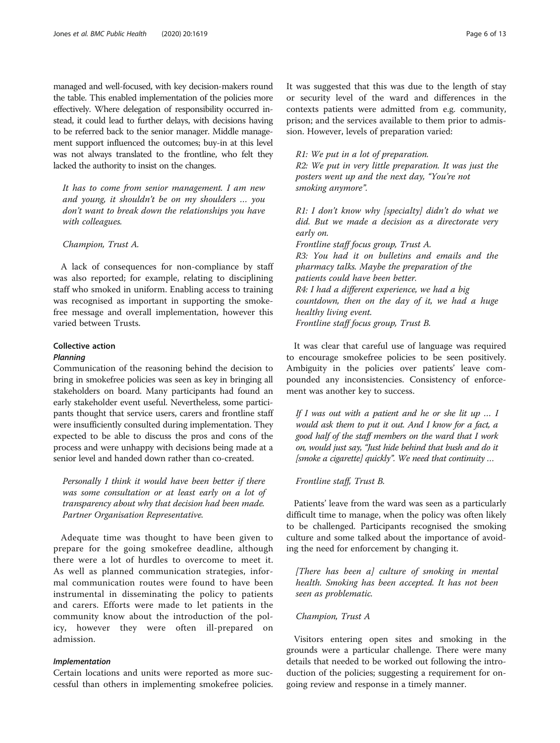managed and well-focused, with key decision-makers round the table. This enabled implementation of the policies more effectively. Where delegation of responsibility occurred instead, it could lead to further delays, with decisions having to be referred back to the senior manager. Middle management support influenced the outcomes; buy-in at this level was not always translated to the frontline, who felt they lacked the authority to insist on the changes.

> *It has to come from senior management. I am new and young, it shouldn't be on my shoulders … you don't want to break down the relationships you have with colleagues.*
>
> *Champion, Trust A.*

A lack of consequences for non-compliance by staff was also reported; for example, relating to disciplining staff who smoked in uniform. Enabling access to training was recognised as important in supporting the smokefree message and overall implementation, however this varied between Trusts.

### Collective action

#### *Planning*

Communication of the reasoning behind the decision to bring in smokefree policies was seen as key in bringing all stakeholders on board. Many participants had found an early stakeholder event useful. Nevertheless, some participants thought that service users, carers and frontline staff were insufficiently consulted during implementation. They expected to be able to discuss the pros and cons of the process and were unhappy with decisions being made at a senior level and handed down rather than co-created.

> *Personally I think it would have been better if there was some consultation or at least early on a lot of transparency about why that decision had been made. Partner Organisation Representative.*

Adequate time was thought to have been given to prepare for the going smokefree deadline, although there were a lot of hurdles to overcome to meet it. As well as planned communication strategies, informal communication routes were found to have been instrumental in disseminating the policy to patients and carers. Efforts were made to let patients in the community know about the introduction of the policy, however they were often ill-prepared on admission.

#### *Implementation*

Certain locations and units were reported as more successful than others in implementing smokefree policies. It was suggested that this was due to the length of stay or security level of the ward and differences in the contexts patients were admitted from e.g. community, prison; and the services available to them prior to admission. However, levels of preparation varied:

> *R1: We put in a lot of preparation.*
> *R2: We put in very little preparation. It was just the posters went up and the next day, "You're not smoking anymore".*
>
> *R1: I don't know why [specialty] didn't do what we did. But we made a decision as a directorate very early on.*
> *Frontline staff focus group, Trust A.*
> *R3: You had it on bulletins and emails and the pharmacy talks. Maybe the preparation of the patients could have been better.*
> *R4: I had a different experience, we had a big countdown, then on the day of it, we had a huge healthy living event.*
> *Frontline staff focus group, Trust B.*

It was clear that careful use of language was required to encourage smokefree policies to be seen positively. Ambiguity in the policies over patients' leave compounded any inconsistencies. Consistency of enforcement was another key to success.

> *If I was out with a patient and he or she lit up … I would ask them to put it out. And I know for a fact, a good half of the staff members on the ward that I work on, would just say, "Just hide behind that bush and do it [smoke a cigarette] quickly". We need that continuity …*
>
> *Frontline staff, Trust B.*

Patients' leave from the ward was seen as a particularly difficult time to manage, when the policy was often likely to be challenged. Participants recognised the smoking culture and some talked about the importance of avoiding the need for enforcement by changing it.

> *[There has been a] culture of smoking in mental health. Smoking has been accepted. It has not been seen as problematic.*
>
> *Champion, Trust A*

Visitors entering open sites and smoking in the grounds were a particular challenge. There were many details that needed to be worked out following the introduction of the policies; suggesting a requirement for ongoing review and response in a timely manner.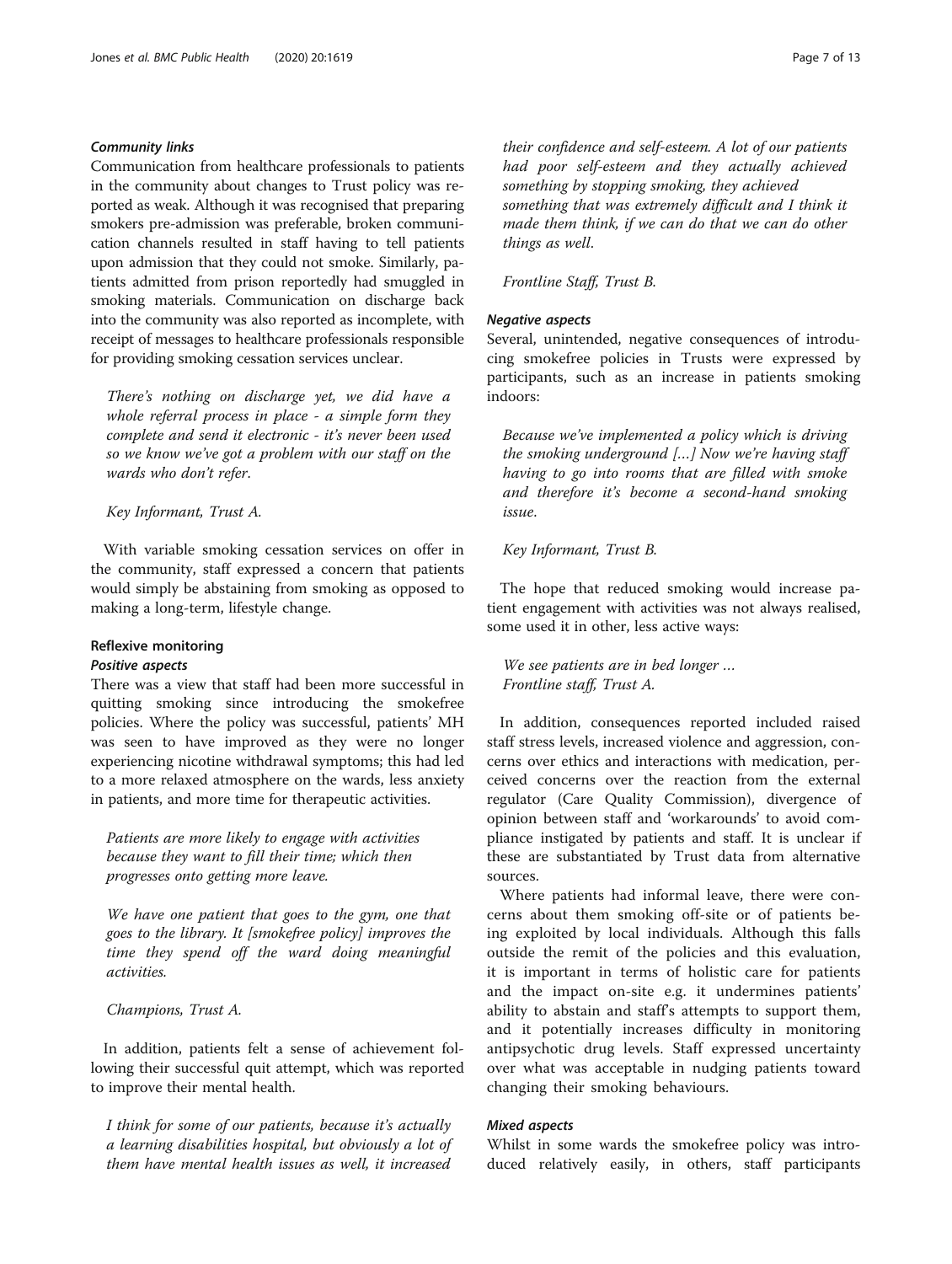#### *Community links*

Communication from healthcare professionals to patients in the community about changes to Trust policy was reported as weak. Although it was recognised that preparing smokers pre-admission was preferable, broken communication channels resulted in staff having to tell patients upon admission that they could not smoke. Similarly, patients admitted from prison reportedly had smuggled in smoking materials. Communication on discharge back into the community was also reported as incomplete, with receipt of messages to healthcare professionals responsible for providing smoking cessation services unclear.

> *There's nothing on discharge yet, we did have a whole referral process in place - a simple form they complete and send it electronic - it's never been used so we know we've got a problem with our staff on the wards who don't refer.*
>
> *Key Informant, Trust A.*

With variable smoking cessation services on offer in the community, staff expressed a concern that patients would simply be abstaining from smoking as opposed to making a long-term, lifestyle change.

### Reflexive monitoring

#### *Positive aspects*

There was a view that staff had been more successful in quitting smoking since introducing the smokefree policies. Where the policy was successful, patients' MH was seen to have improved as they were no longer experiencing nicotine withdrawal symptoms; this had led to a more relaxed atmosphere on the wards, less anxiety in patients, and more time for therapeutic activities.

> *Patients are more likely to engage with activities because they want to fill their time; which then progresses onto getting more leave.*
>
> *We have one patient that goes to the gym, one that goes to the library. It [smokefree policy] improves the time they spend off the ward doing meaningful activities.*
>
> *Champions, Trust A.*

In addition, patients felt a sense of achievement following their successful quit attempt, which was reported to improve their mental health.

> *I think for some of our patients, because it's actually a learning disabilities hospital, but obviously a lot of them have mental health issues as well, it increased their confidence and self-esteem. A lot of our patients had poor self-esteem and they actually achieved something by stopping smoking, they achieved something that was extremely difficult and I think it made them think, if we can do that we can do other things as well.*
>
> *Frontline Staff, Trust B.*

#### *Negative aspects*

Several, unintended, negative consequences of introducing smokefree policies in Trusts were expressed by participants, such as an increase in patients smoking indoors:

> *Because we've implemented a policy which is driving the smoking underground [...] Now we're having staff having to go into rooms that are filled with smoke and therefore it's become a second-hand smoking issue.*
>
> *Key Informant, Trust B.*

The hope that reduced smoking would increase patient engagement with activities was not always realised, some used it in other, less active ways:

> *We see patients are in bed longer ...*
> *Frontline staff, Trust A.*

In addition, consequences reported included raised staff stress levels, increased violence and aggression, concerns over ethics and interactions with medication, perceived concerns over the reaction from the external regulator (Care Quality Commission), divergence of opinion between staff and 'workarounds' to avoid compliance instigated by patients and staff. It is unclear if these are substantiated by Trust data from alternative sources.

Where patients had informal leave, there were concerns about them smoking off-site or of patients being exploited by local individuals. Although this falls outside the remit of the policies and this evaluation, it is important in terms of holistic care for patients and the impact on-site e.g. it undermines patients' ability to abstain and staff's attempts to support them, and it potentially increases difficulty in monitoring antipsychotic drug levels. Staff expressed uncertainty over what was acceptable in nudging patients toward changing their smoking behaviours.

#### *Mixed aspects*

Whilst in some wards the smokefree policy was introduced relatively easily, in others, staff participants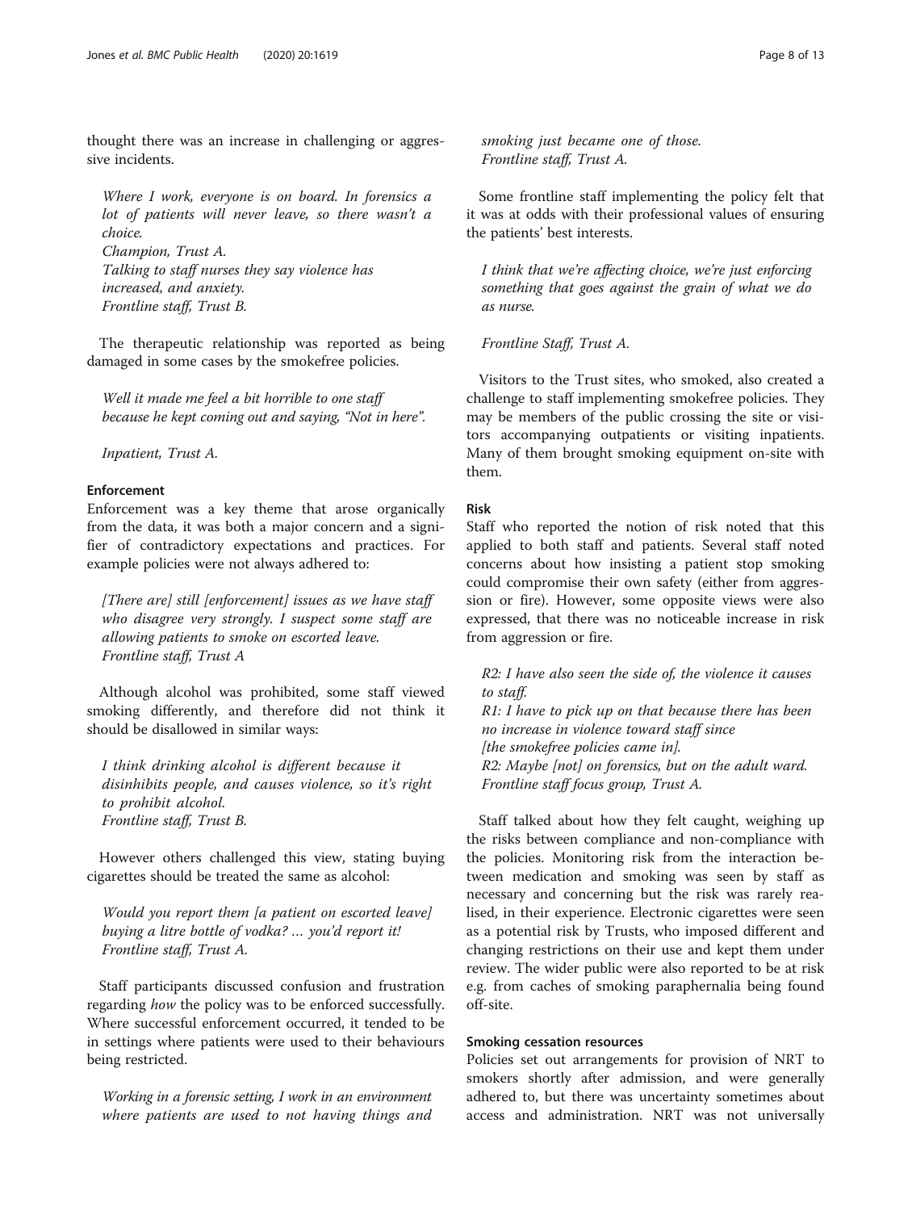thought there was an increase in challenging or aggressive incidents.

> *Where I work, everyone is on board. In forensics a lot of patients will never leave, so there wasn't a choice.*
> *Champion, Trust A.*
> *Talking to staff nurses they say violence has increased, and anxiety.*
> *Frontline staff, Trust B.*

The therapeutic relationship was reported as being damaged in some cases by the smokefree policies.

> *Well it made me feel a bit horrible to one staff because he kept coming out and saying, "Not in here".*
>
> *Inpatient, Trust A.*

#### Enforcement

Enforcement was a key theme that arose organically from the data, it was both a major concern and a signifier of contradictory expectations and practices. For example policies were not always adhered to:

> *[There are] still [enforcement] issues as we have staff who disagree very strongly. I suspect some staff are allowing patients to smoke on escorted leave.*
> *Frontline staff, Trust A*

Although alcohol was prohibited, some staff viewed smoking differently, and therefore did not think it should be disallowed in similar ways:

> *I think drinking alcohol is different because it disinhibits people, and causes violence, so it's right to prohibit alcohol.*
> *Frontline staff, Trust B.*

However others challenged this view, stating buying cigarettes should be treated the same as alcohol:

> *Would you report them [a patient on escorted leave] buying a litre bottle of vodka? … you'd report it!*
> *Frontline staff, Trust A.*

Staff participants discussed confusion and frustration regarding *how* the policy was to be enforced successfully. Where successful enforcement occurred, it tended to be in settings where patients were used to their behaviours being restricted.

> *Working in a forensic setting, I work in an environment where patients are used to not having things and smoking just became one of those.*
> *Frontline staff, Trust A.*

Some frontline staff implementing the policy felt that it was at odds with their professional values of ensuring the patients' best interests.

> *I think that we're affecting choice, we're just enforcing something that goes against the grain of what we do as nurse.*
>
> *Frontline Staff, Trust A.*

Visitors to the Trust sites, who smoked, also created a challenge to staff implementing smokefree policies. They may be members of the public crossing the site or visitors accompanying outpatients or visiting inpatients. Many of them brought smoking equipment on-site with them.

#### Risk

Staff who reported the notion of risk noted that this applied to both staff and patients. Several staff noted concerns about how insisting a patient stop smoking could compromise their own safety (either from aggression or fire). However, some opposite views were also expressed, that there was no noticeable increase in risk from aggression or fire.

> *R2: I have also seen the side of, the violence it causes to staff.*
> *R1: I have to pick up on that because there has been no increase in violence toward staff since [the smokefree policies came in].*
> *R2: Maybe [not] on forensics, but on the adult ward.*
> *Frontline staff focus group, Trust A.*

Staff talked about how they felt caught, weighing up the risks between compliance and non-compliance with the policies. Monitoring risk from the interaction between medication and smoking was seen by staff as necessary and concerning but the risk was rarely realised, in their experience. Electronic cigarettes were seen as a potential risk by Trusts, who imposed different and changing restrictions on their use and kept them under review. The wider public were also reported to be at risk e.g. from caches of smoking paraphernalia being found off-site.

#### Smoking cessation resources

Policies set out arrangements for provision of NRT to smokers shortly after admission, and were generally adhered to, but there was uncertainty sometimes about access and administration. NRT was not universally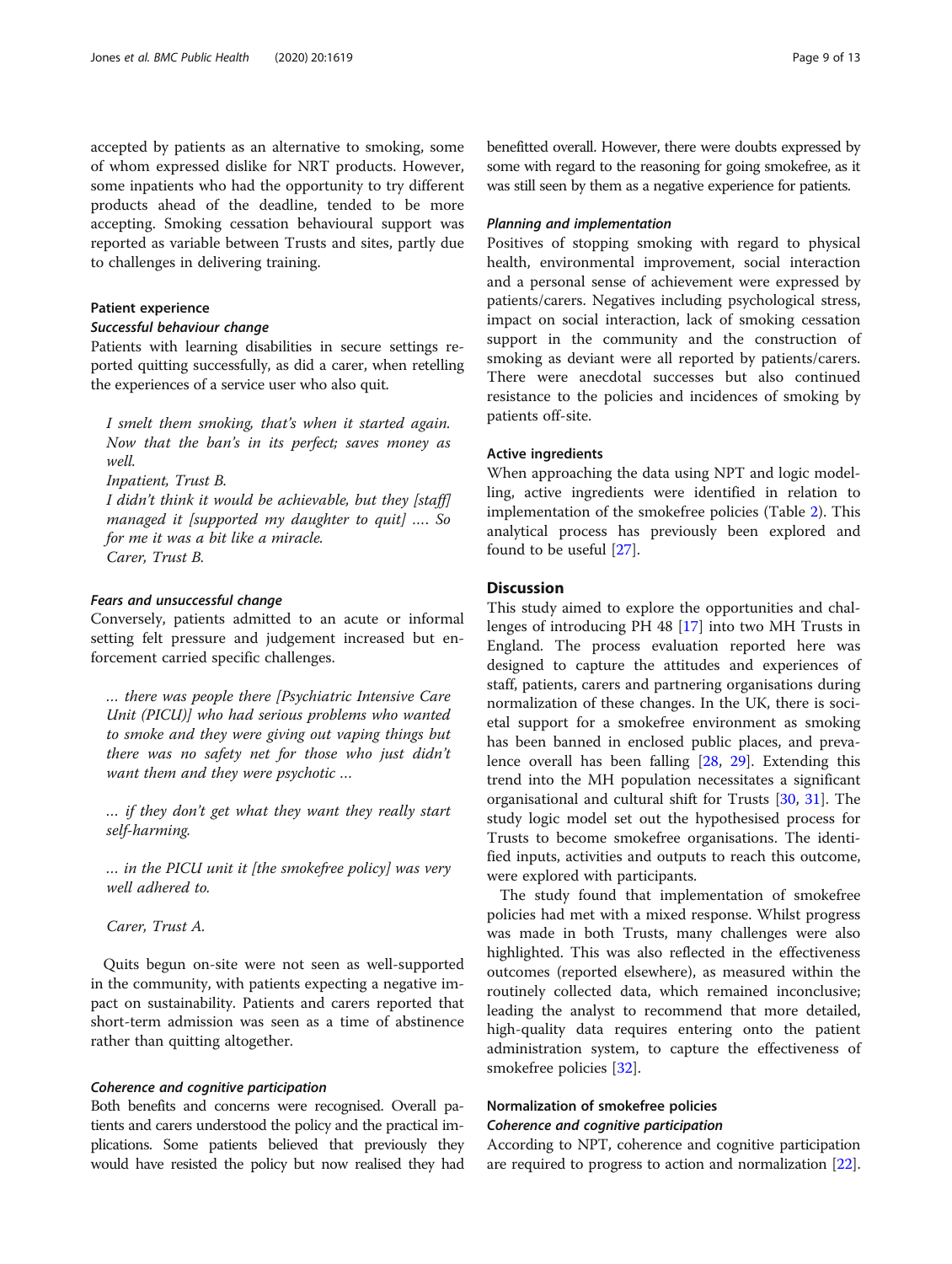accepted by patients as an alternative to smoking, some of whom expressed dislike for NRT products. However, some inpatients who had the opportunity to try different products ahead of the deadline, tended to be more accepting. Smoking cessation behavioural support was reported as variable between Trusts and sites, partly due to challenges in delivering training.

### Patient experience

#### *Successful behaviour change*

Patients with learning disabilities in secure settings reported quitting successfully, as did a carer, when retelling the experiences of a service user who also quit.

> *I smelt them smoking, that's when it started again. Now that the ban's in its perfect; saves money as well.*
>
> *Inpatient, Trust B.*
>
> *I didn't think it would be achievable, but they [staff] managed it [supported my daughter to quit] …. So for me it was a bit like a miracle.*
>
> *Carer, Trust B.*

#### *Fears and unsuccessful change*

Conversely, patients admitted to an acute or informal setting felt pressure and judgement increased but enforcement carried specific challenges.

> *… there was people there [Psychiatric Intensive Care Unit (PICU)] who had serious problems who wanted to smoke and they were giving out vaping things but there was no safety net for those who just didn't want them and they were psychotic …*
>
> *… if they don't get what they want they really start self-harming.*
>
> *… in the PICU unit it [the smokefree policy] was very well adhered to.*
>
> *Carer, Trust A.*

Quits begun on-site were not seen as well-supported in the community, with patients expecting a negative impact on sustainability. Patients and carers reported that short-term admission was seen as a time of abstinence rather than quitting altogether.

#### *Coherence and cognitive participation*

Both benefits and concerns were recognised. Overall patients and carers understood the policy and the practical implications. Some patients believed that previously they would have resisted the policy but now realised they had benefitted overall. However, there were doubts expressed by some with regard to the reasoning for going smokefree, as it was still seen by them as a negative experience for patients.

#### *Planning and implementation*

Positives of stopping smoking with regard to physical health, environmental improvement, social interaction and a personal sense of achievement were expressed by patients/carers. Negatives including psychological stress, impact on social interaction, lack of smoking cessation support in the community and the construction of smoking as deviant were all reported by patients/carers. There were anecdotal successes but also continued resistance to the policies and incidences of smoking by patients off-site.

### Active ingredients

When approaching the data using NPT and logic modelling, active ingredients were identified in relation to implementation of the smokefree policies (Table 2). This analytical process has previously been explored and found to be useful [27].

## Discussion

This study aimed to explore the opportunities and challenges of introducing PH 48 [17] into two MH Trusts in England. The process evaluation reported here was designed to capture the attitudes and experiences of staff, patients, carers and partnering organisations during normalization of these changes. In the UK, there is societal support for a smokefree environment as smoking has been banned in enclosed public places, and prevalence overall has been falling [28, 29]. Extending this trend into the MH population necessitates a significant organisational and cultural shift for Trusts [30, 31]. The study logic model set out the hypothesised process for Trusts to become smokefree organisations. The identified inputs, activities and outputs to reach this outcome, were explored with participants.

The study found that implementation of smokefree policies had met with a mixed response. Whilst progress was made in both Trusts, many challenges were also highlighted. This was also reflected in the effectiveness outcomes (reported elsewhere), as measured within the routinely collected data, which remained inconclusive; leading the analyst to recommend that more detailed, high-quality data requires entering onto the patient administration system, to capture the effectiveness of smokefree policies [32].

### Normalization of smokefree policies

#### *Coherence and cognitive participation*

According to NPT, coherence and cognitive participation are required to progress to action and normalization [22].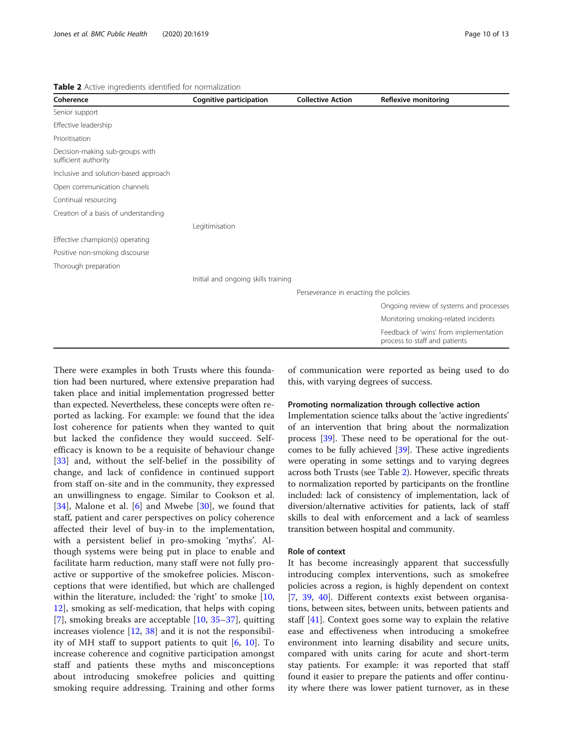**Table 2** Active ingredients identified for normalization

| Coherence | Cognitive participation | Collective Action | Reflexive monitoring |
| --- | --- | --- | --- |
| Senior support | | | |
| Effective leadership | | | |
| Prioritisation | | | |
| Decision-making sub-groups with sufficient authority | | | |
| Inclusive and solution-based approach | | | |
| Open communication channels | | | |
| Continual resourcing | | | |
| Creation of a basis of understanding | | | |
| | Legitimisation | | |
| Effective champion(s) operating | | | |
| Positive non-smoking discourse | | | |
| Thorough preparation | | | |
| | Initial and ongoing skills training | | |
| | | Perseverance in enacting the policies | |
| | | | Ongoing review of systems and processes |
| | | | Monitoring smoking-related incidents |
| | | | Feedback of 'wins' from implementation process to staff and patients |

There were examples in both Trusts where this foundation had been nurtured, where extensive preparation had taken place and initial implementation progressed better than expected. Nevertheless, these concepts were often reported as lacking. For example: we found that the idea lost coherence for patients when they wanted to quit but lacked the confidence they would succeed. Self-efficacy is known to be a requisite of behaviour change [33] and, without the self-belief in the possibility of change, and lack of confidence in continued support from staff on-site and in the community, they expressed an unwillingness to engage. Similar to Cookson et al. [34], Malone et al. [6] and Mwebe [30], we found that staff, patient and carer perspectives on policy coherence affected their level of buy-in to the implementation, with a persistent belief in pro-smoking 'myths'. Although systems were being put in place to enable and facilitate harm reduction, many staff were not fully proactive or supportive of the smokefree policies. Misconceptions that were identified, but which are challenged within the literature, included: the 'right' to smoke [10, 12], smoking as self-medication, that helps with coping [7], smoking breaks are acceptable [10, 35–37], quitting increases violence [12, 38] and it is not the responsibility of MH staff to support patients to quit [6, 10]. To increase coherence and cognitive participation amongst staff and patients these myths and misconceptions about introducing smokefree policies and quitting smoking require addressing. Training and other forms of communication were reported as being used to do this, with varying degrees of success.

### Promoting normalization through collective action

Implementation science talks about the 'active ingredients' of an intervention that bring about the normalization process [39]. These need to be operational for the outcomes to be fully achieved [39]. These active ingredients were operating in some settings and to varying degrees across both Trusts (see Table 2). However, specific threats to normalization reported by participants on the frontline included: lack of consistency of implementation, lack of diversion/alternative activities for patients, lack of staff skills to deal with enforcement and a lack of seamless transition between hospital and community.

### Role of context

It has become increasingly apparent that successfully introducing complex interventions, such as smokefree policies across a region, is highly dependent on context [7, 39, 40]. Different contexts exist between organisations, between sites, between units, between patients and staff [41]. Context goes some way to explain the relative ease and effectiveness when introducing a smokefree environment into learning disability and secure units, compared with units caring for acute and short-term stay patients. For example: it was reported that staff found it easier to prepare the patients and offer continuity where there was lower patient turnover, as in these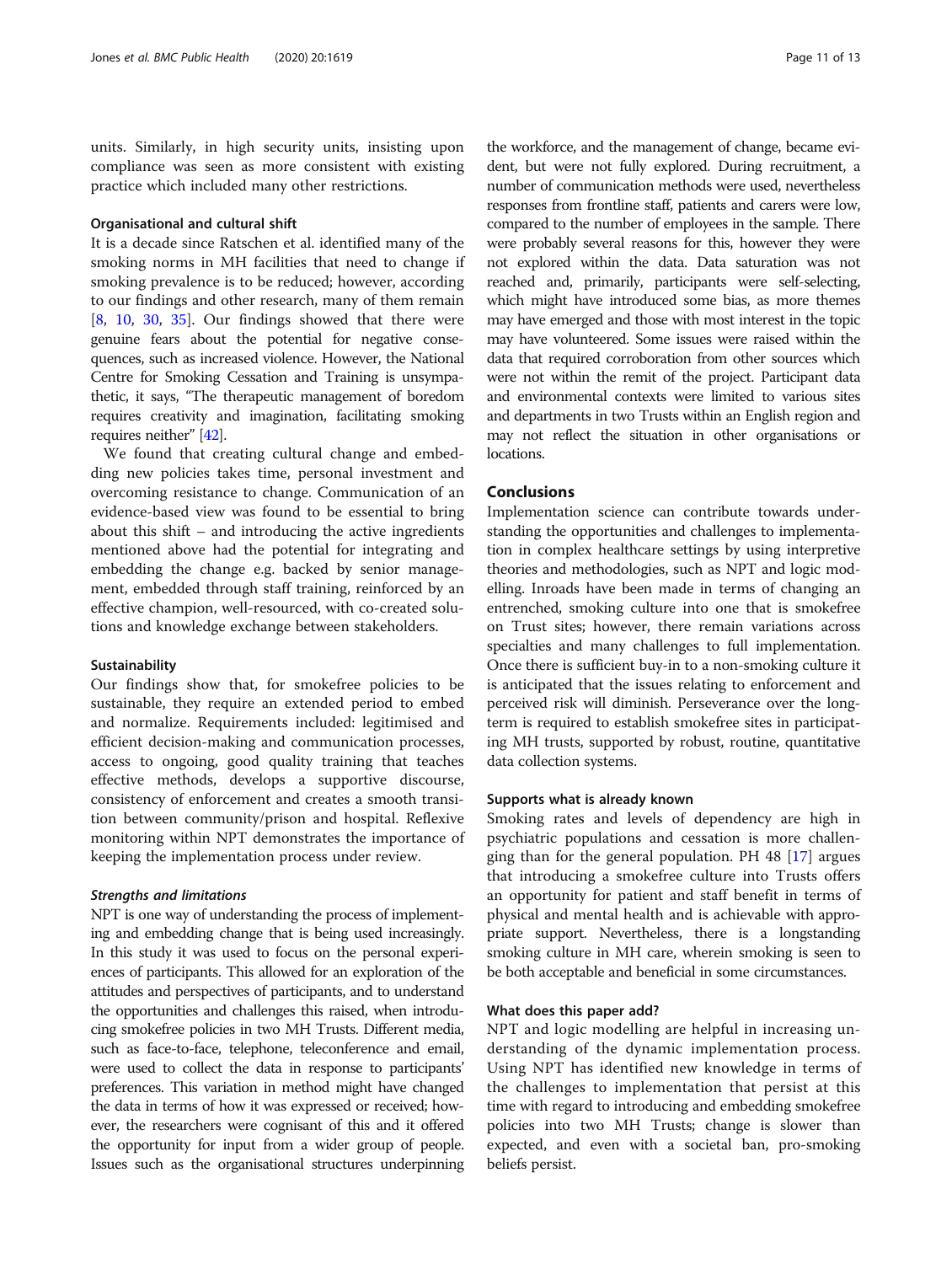units. Similarly, in high security units, insisting upon compliance was seen as more consistent with existing practice which included many other restrictions.

#### Organisational and cultural shift

It is a decade since Ratschen et al. identified many of the smoking norms in MH facilities that need to change if smoking prevalence is to be reduced; however, according to our findings and other research, many of them remain [8, 10, 30, 35]. Our findings showed that there were genuine fears about the potential for negative consequences, such as increased violence. However, the National Centre for Smoking Cessation and Training is unsympathetic, it says, "The therapeutic management of boredom requires creativity and imagination, facilitating smoking requires neither" [42].

We found that creating cultural change and embedding new policies takes time, personal investment and overcoming resistance to change. Communication of an evidence-based view was found to be essential to bring about this shift – and introducing the active ingredients mentioned above had the potential for integrating and embedding the change e.g. backed by senior management, embedded through staff training, reinforced by an effective champion, well-resourced, with co-created solutions and knowledge exchange between stakeholders.

#### Sustainability

Our findings show that, for smokefree policies to be sustainable, they require an extended period to embed and normalize. Requirements included: legitimised and efficient decision-making and communication processes, access to ongoing, good quality training that teaches effective methods, develops a supportive discourse, consistency of enforcement and creates a smooth transition between community/prison and hospital. Reflexive monitoring within NPT demonstrates the importance of keeping the implementation process under review.

#### *Strengths and limitations*

NPT is one way of understanding the process of implementing and embedding change that is being used increasingly. In this study it was used to focus on the personal experiences of participants. This allowed for an exploration of the attitudes and perspectives of participants, and to understand the opportunities and challenges this raised, when introducing smokefree policies in two MH Trusts. Different media, such as face-to-face, telephone, teleconference and email, were used to collect the data in response to participants' preferences. This variation in method might have changed the data in terms of how it was expressed or received; however, the researchers were cognisant of this and it offered the opportunity for input from a wider group of people. Issues such as the organisational structures underpinning the workforce, and the management of change, became evident, but were not fully explored. During recruitment, a number of communication methods were used, nevertheless responses from frontline staff, patients and carers were low, compared to the number of employees in the sample. There were probably several reasons for this, however they were not explored within the data. Data saturation was not reached and, primarily, participants were self-selecting, which might have introduced some bias, as more themes may have emerged and those with most interest in the topic may have volunteered. Some issues were raised within the data that required corroboration from other sources which were not within the remit of the project. Participant data and environmental contexts were limited to various sites and departments in two Trusts within an English region and may not reflect the situation in other organisations or locations.

## Conclusions

Implementation science can contribute towards understanding the opportunities and challenges to implementation in complex healthcare settings by using interpretive theories and methodologies, such as NPT and logic modelling. Inroads have been made in terms of changing an entrenched, smoking culture into one that is smokefree on Trust sites; however, there remain variations across specialties and many challenges to full implementation. Once there is sufficient buy-in to a non-smoking culture it is anticipated that the issues relating to enforcement and perceived risk will diminish. Perseverance over the long-term is required to establish smokefree sites in participating MH trusts, supported by robust, routine, quantitative data collection systems.

#### Supports what is already known

Smoking rates and levels of dependency are high in psychiatric populations and cessation is more challenging than for the general population. PH 48 [17] argues that introducing a smokefree culture into Trusts offers an opportunity for patient and staff benefit in terms of physical and mental health and is achievable with appropriate support. Nevertheless, there is a longstanding smoking culture in MH care, wherein smoking is seen to be both acceptable and beneficial in some circumstances.

#### What does this paper add?

NPT and logic modelling are helpful in increasing understanding of the dynamic implementation process. Using NPT has identified new knowledge in terms of the challenges to implementation that persist at this time with regard to introducing and embedding smokefree policies into two MH Trusts; change is slower than expected, and even with a societal ban, pro-smoking beliefs persist.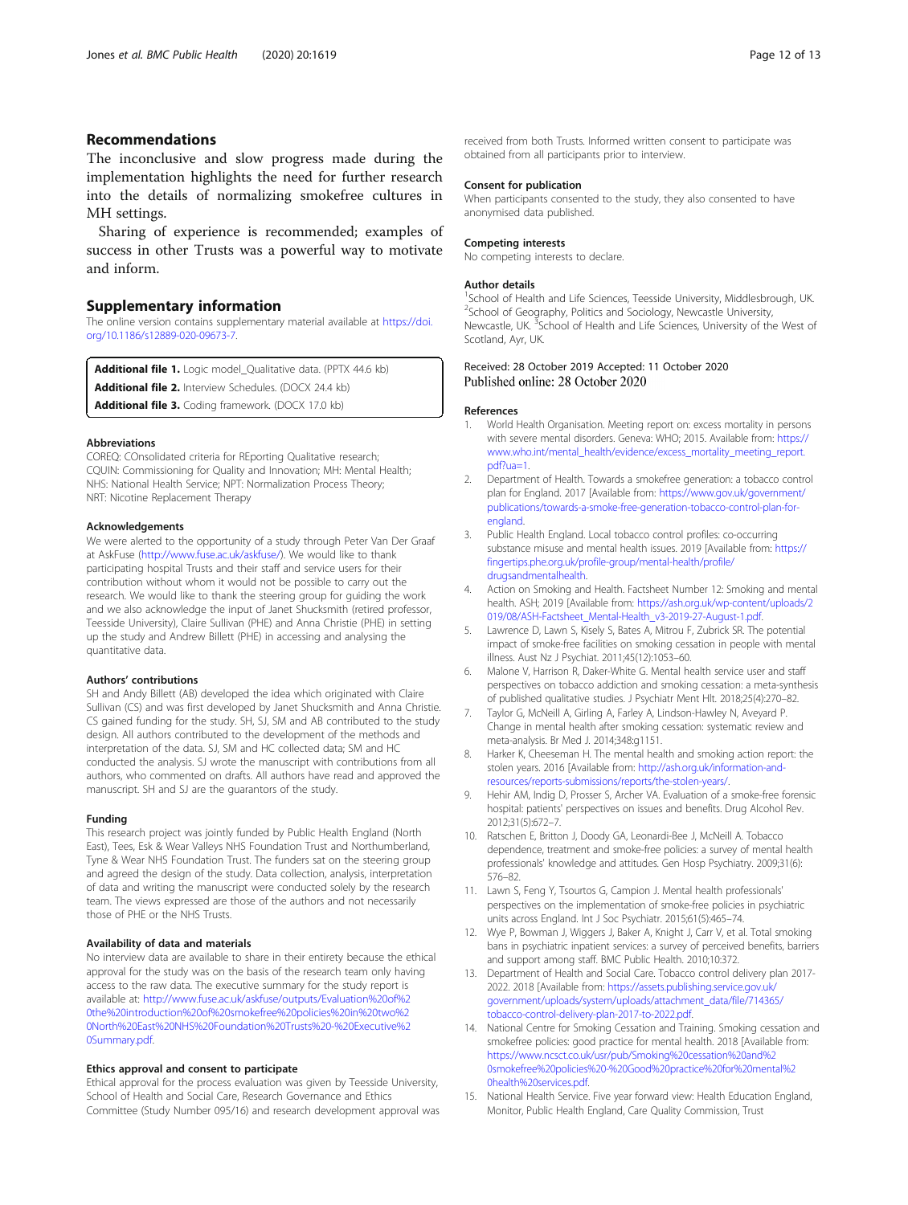## Recommendations

The inconclusive and slow progress made during the implementation highlights the need for further research into the details of normalizing smokefree cultures in MH settings.

Sharing of experience is recommended; examples of success in other Trusts was a powerful way to motivate and inform.

## Supplementary information

The online version contains supplementary material available at https://doi.org/10.1186/s12889-020-09673-7.

**Additional file 1.** Logic model_Qualitative data. (PPTX 44.6 kb)
**Additional file 2.** Interview Schedules. (DOCX 24.4 kb)
**Additional file 3.** Coding framework. (DOCX 17.0 kb)

#### Abbreviations

COREQ: COnsolidated criteria for REporting Qualitative research; CQUIN: Commissioning for Quality and Innovation; MH: Mental Health; NHS: National Health Service; NPT: Normalization Process Theory; NRT: Nicotine Replacement Therapy

#### Acknowledgements

We were alerted to the opportunity of a study through Peter Van Der Graaf at AskFuse (http://www.fuse.ac.uk/askfuse/). We would like to thank participating hospital Trusts and their staff and service users for their contribution without whom it would not be possible to carry out the research. We would like to thank the steering group for guiding the work and we also acknowledge the input of Janet Shucksmith (retired professor, Teesside University), Claire Sullivan (PHE) and Anna Christie (PHE) in setting up the study and Andrew Billett (PHE) in accessing and analysing the quantitative data.

#### Authors' contributions

SH and Andy Billett (AB) developed the idea which originated with Claire Sullivan (CS) and was first developed by Janet Shucksmith and Anna Christie. CS gained funding for the study. SH, SJ, SM and AB contributed to the study design. All authors contributed to the development of the methods and interpretation of the data. SJ, SM and HC collected data; SM and HC conducted the analysis. SJ wrote the manuscript with contributions from all authors, who commented on drafts. All authors have read and approved the manuscript. SH and SJ are the guarantors of the study.

#### Funding

This research project was jointly funded by Public Health England (North East), Tees, Esk & Wear Valleys NHS Foundation Trust and Northumberland, Tyne & Wear NHS Foundation Trust. The funders sat on the steering group and agreed the design of the study. Data collection, analysis, interpretation of data and writing the manuscript were conducted solely by the research team. The views expressed are those of the authors and not necessarily those of PHE or the NHS Trusts.

#### Availability of data and materials

No interview data are available to share in their entirety because the ethical approval for the study was on the basis of the research team only having access to the raw data. The executive summary for the study report is available at: http://www.fuse.ac.uk/askfuse/outputs/Evaluation%20of%20the%20introduction%20of%20smokefree%20policies%20in%20two%20North%20East%20NHS%20Foundation%20Trusts%20-%20Executive%20Summary.pdf.

#### Ethics approval and consent to participate

Ethical approval for the process evaluation was given by Teesside University, School of Health and Social Care, Research Governance and Ethics Committee (Study Number 095/16) and research development approval was received from both Trusts. Informed written consent to participate was obtained from all participants prior to interview.

#### Consent for publication

When participants consented to the study, they also consented to have anonymised data published.

#### Competing interests

No competing interests to declare.

#### Author details

[1]School of Health and Life Sciences, Teesside University, Middlesbrough, UK. [2]School of Geography, Politics and Sociology, Newcastle University, Newcastle, UK. [3]School of Health and Life Sciences, University of the West of Scotland, Ayr, UK.

Received: 28 October 2019 Accepted: 11 October 2020
Published online: 28 October 2020

#### References

1. World Health Organisation. Meeting report on: excess mortality in persons with severe mental disorders. Geneva: WHO; 2015. Available from: https://www.who.int/mental_health/evidence/excess_mortality_meeting_report.pdf?ua=1.
2. Department of Health. Towards a smokefree generation: a tobacco control plan for England. 2017 [Available from: https://www.gov.uk/government/publications/towards-a-smoke-free-generation-tobacco-control-plan-for-england.
3. Public Health England. Local tobacco control profiles: co-occurring substance misuse and mental health issues. 2019 [Available from: https://fingertips.phe.org.uk/profile-group/mental-health/profile/drugsandmentalhealth.
4. Action on Smoking and Health. Factsheet Number 12: Smoking and mental health. ASH; 2019 [Available from: https://ash.org.uk/wp-content/uploads/2019/08/ASH-Factsheet_Mental-Health_v3-2019-27-August-1.pdf.
5. Lawrence D, Lawn S, Kisely S, Bates A, Mitrou F, Zubrick SR. The potential impact of smoke-free facilities on smoking cessation in people with mental illness. Aust Nz J Psychiat. 2011;45(12):1053–60.
6. Malone V, Harrison R, Daker-White G. Mental health service user and staff perspectives on tobacco addiction and smoking cessation: a meta-synthesis of published qualitative studies. J Psychiatr Ment Hlt. 2018;25(4):270–82.
7. Taylor G, McNeill A, Girling A, Farley A, Lindson-Hawley N, Aveyard P. Change in mental health after smoking cessation: systematic review and meta-analysis. Br Med J. 2014;348:g1151.
8. Harker K, Cheeseman H. The mental health and smoking action report: the stolen years. 2016 [Available from: http://ash.org.uk/information-and-resources/reports-submissions/reports/the-stolen-years/.
9. Hehir AM, Indig D, Prosser S, Archer VA. Evaluation of a smoke-free forensic hospital: patients' perspectives on issues and benefits. Drug Alcohol Rev. 2012;31(5):672–7.
10. Ratschen E, Britton J, Doody GA, Leonardi-Bee J, McNeill A. Tobacco dependence, treatment and smoke-free policies: a survey of mental health professionals' knowledge and attitudes. Gen Hosp Psychiatry. 2009;31(6):576–82.
11. Lawn S, Feng Y, Tsourtos G, Campion J. Mental health professionals' perspectives on the implementation of smoke-free policies in psychiatric units across England. Int J Soc Psychiatr. 2015;61(5):465–74.
12. Wye P, Bowman J, Wiggers J, Baker A, Knight J, Carr V, et al. Total smoking bans in psychiatric inpatient services: a survey of perceived benefits, barriers and support among staff. BMC Public Health. 2010;10:372.
13. Department of Health and Social Care. Tobacco control delivery plan 2017-2022. 2018 [Available from: https://assets.publishing.service.gov.uk/government/uploads/system/uploads/attachment_data/file/714365/tobacco-control-delivery-plan-2017-to-2022.pdf.
14. National Centre for Smoking Cessation and Training. Smoking cessation and smokefree policies: good practice for mental health. 2018 [Available from: https://www.ncsct.co.uk/usr/pub/Smoking%20cessation%20and%20smokefree%20policies%20-%20Good%20practice%20for%20mental%20health%20services.pdf.
15. National Health Service. Five year forward view: Health Education England, Monitor, Public Health England, Care Quality Commission, Trust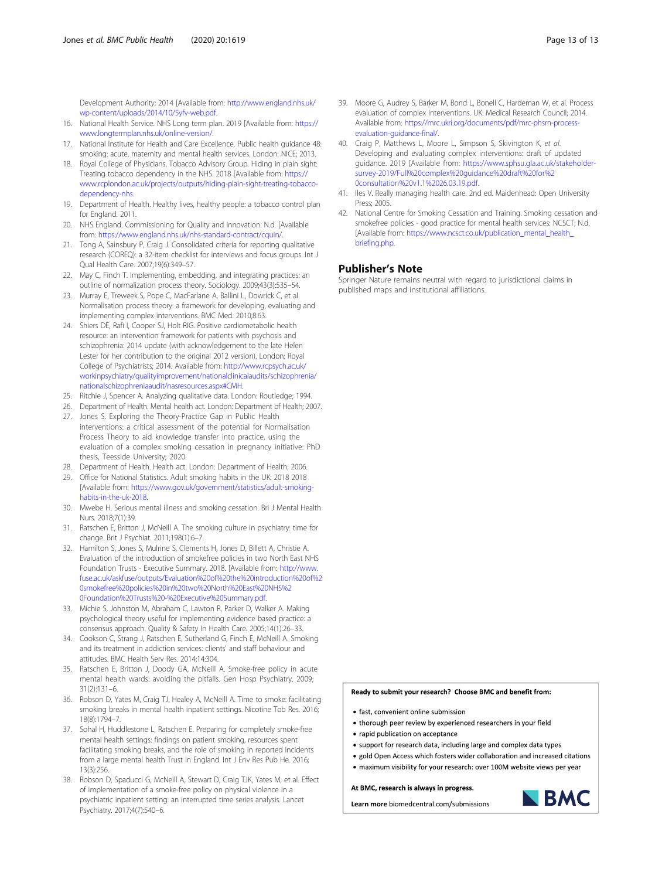Development Authority; 2014 [Available from: http://www.england.nhs.uk/wp-content/uploads/2014/10/5yfv-web.pdf.

16. National Health Service. NHS Long term plan. 2019 [Available from: https://www.longtermplan.nhs.uk/online-version/.
17. National Institute for Health and Care Excellence. Public health guidance 48: smoking: acute, maternity and mental health services. London: NICE; 2013.
18. Royal College of Physicians, Tobacco Advisory Group. Hiding in plain sight: Treating tobacco dependency in the NHS. 2018 [Available from: https://www.rcplondon.ac.uk/projects/outputs/hiding-plain-sight-treating-tobacco-dependency-nhs.
19. Department of Health. Healthy lives, healthy people: a tobacco control plan for England. 2011.
20. NHS England. Commissioning for Quality and Innovation. N.d. [Available from: https://www.england.nhs.uk/nhs-standard-contract/cquin/.
21. Tong A, Sainsbury P, Craig J. Consolidated criteria for reporting qualitative research (COREQ): a 32-item checklist for interviews and focus groups. Int J Qual Health Care. 2007;19(6):349–57.
22. May C, Finch T. Implementing, embedding, and integrating practices: an outline of normalization process theory. Sociology. 2009;43(3):535–54.
23. Murray E, Treweek S, Pope C, MacFarlane A, Ballini L, Dowrick C, et al. Normalisation process theory: a framework for developing, evaluating and implementing complex interventions. BMC Med. 2010;8:63.
24. Shiers DE, Rafi I, Cooper SJ, Holt RIG. Positive cardiometabolic health resource: an intervention framework for patients with psychosis and schizophrenia: 2014 update (with acknowledgement to the late Helen Lester for her contribution to the original 2012 version). London: Royal College of Psychiatrists; 2014. Available from: http://www.rcpsych.ac.uk/workinpsychiatry/qualityimprovement/nationalclinicalaudits/schizophrenia/nationalschizophreniaaudit/nasresources.aspx#CMH.
25. Ritchie J, Spencer A. Analyzing qualitative data. London: Routledge; 1994.
26. Department of Health. Mental health act. London: Department of Health; 2007.
27. Jones S. Exploring the Theory-Practice Gap in Public Health interventions: a critical assessment of the potential for Normalisation Process Theory to aid knowledge transfer into practice, using the evaluation of a complex smoking cessation in pregnancy initiative: PhD thesis, Teesside University; 2020.
28. Department of Health. Health act. London: Department of Health; 2006.
29. Office for National Statistics. Adult smoking habits in the UK: 2018 2018 [Available from: https://www.gov.uk/government/statistics/adult-smoking-habits-in-the-uk-2018.
30. Mwebe H. Serious mental illness and smoking cessation. Bri J Mental Health Nurs. 2018;7(1):39.
31. Ratschen E, Britton J, McNeill A. The smoking culture in psychiatry: time for change. Brit J Psychiat. 2011;198(1):6–7.
32. Hamilton S, Jones S, Mulrine S, Clements H, Jones D, Billett A, Christie A. Evaluation of the introduction of smokefree policies in two North East NHS Foundation Trusts - Executive Summary. 2018. [Available from: http://www.fuse.ac.uk/askfuse/outputs/Evaluation%20of%20the%20introduction%20of%20smokefree%20policies%20in%20two%20North%20East%20NHS%20Foundation%20Trusts%20-%20Executive%20Summary.pdf.
33. Michie S, Johnston M, Abraham C, Lawton R, Parker D, Walker A. Making psychological theory useful for implementing evidence based practice: a consensus approach. Quality & Safety In Health Care. 2005;14(1):26–33.
34. Cookson C, Strang J, Ratschen E, Sutherland G, Finch E, McNeill A. Smoking and its treatment in addiction services: clients' and staff behaviour and attitudes. BMC Health Serv Res. 2014;14:304.
35. Ratschen E, Britton J, Doody GA, McNeill A. Smoke-free policy in acute mental health wards: avoiding the pitfalls. Gen Hosp Psychiatry. 2009;31(2):131–6.
36. Robson D, Yates M, Craig TJ, Healey A, McNeill A. Time to smoke: facilitating smoking breaks in mental health inpatient settings. Nicotine Tob Res. 2016;18(8):1794–7.
37. Sohal H, Huddlestone L, Ratschen E. Preparing for completely smoke-free mental health settings: findings on patient smoking, resources spent facilitating smoking breaks, and the role of smoking in reported Incidents from a large mental health Trust in England. Int J Env Res Pub He. 2016;13(3):256.
38. Robson D, Spaducci G, McNeill A, Stewart D, Craig TJK, Yates M, et al. Effect of implementation of a smoke-free policy on physical violence in a psychiatric inpatient setting: an interrupted time series analysis. Lancet Psychiatry. 2017;4(7):540–6.
39. Moore G, Audrey S, Barker M, Bond L, Bonell C, Hardeman W, et al. Process evaluation of complex interventions. UK: Medical Research Council; 2014. Available from: https://mrc.ukri.org/documents/pdf/mrc-phsrn-process-evaluation-guidance-final/.
40. Craig P, Matthews L, Moore L, Simpson S, Skivington K, *et al.* Developing and evaluating complex interventions: draft of updated guidance. 2019 [Available from: https://www.sphsu.gla.ac.uk/stakeholder-survey-2019/Full%20complex%20guidance%20draft%20for%20consultation%20v1.1%2026.03.19.pdf.
41. Iles V. Really managing health care. 2nd ed. Maidenhead: Open University Press; 2005.
42. National Centre for Smoking Cessation and Training. Smoking cessation and smokefree policies - good practice for mental health services: NCSCT; N.d. [Available from: https://www.ncsct.co.uk/publication_mental_health_briefing.php.

## Publisher's Note

Springer Nature remains neutral with regard to jurisdictional claims in published maps and institutional affiliations.

**Ready to submit your research? Choose BMC and benefit from:**

- fast, convenient online submission
- thorough peer review by experienced researchers in your field
- rapid publication on acceptance
- support for research data, including large and complex data types
- gold Open Access which fosters wider collaboration and increased citations
- maximum visibility for your research: over 100M website views per year

**At BMC, research is always in progress.**

**Learn more** biomedcentral.com/submissions

BMC